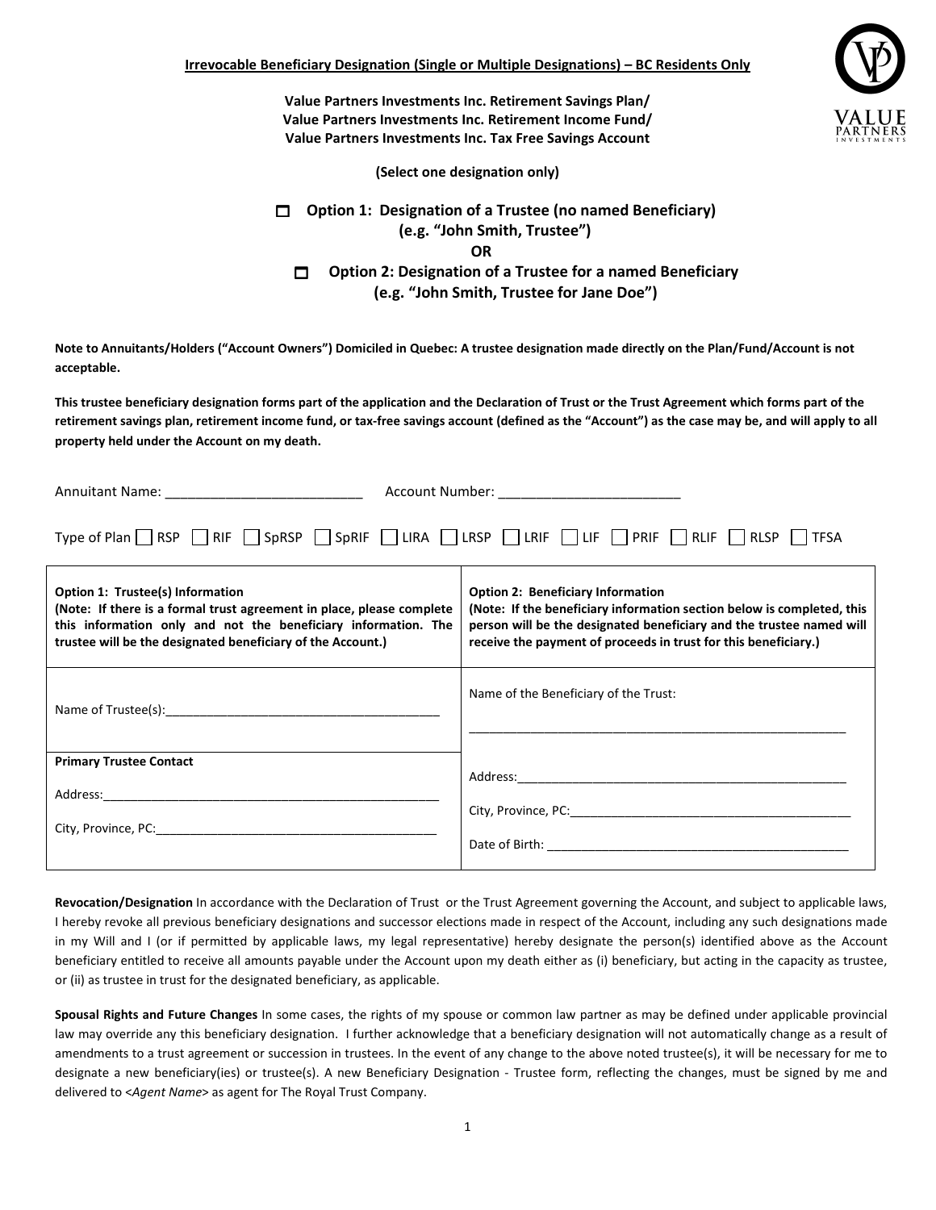**Irrevocable Beneficiary Designation (Single or Multiple Designations) – BC Residents Only**

**Value Partners Investments Inc. Retirement Savings Plan/**
**Value Partners Investments Inc. Retirement Income Fund/**
**Value Partners Investments Inc. Tax Free Savings Account**

**(Select one designation only)**

☐ **Option 1: Designation of a Trustee (no named Beneficiary)**
**(e.g. "John Smith, Trustee")**

**OR**

☐ **Option 2: Designation of a Trustee for a named Beneficiary**
**(e.g. "John Smith, Trustee for Jane Doe")**

**Note to Annuitants/Holders ("Account Owners") Domiciled in Quebec: A trustee designation made directly on the Plan/Fund/Account is not acceptable.**

**This trustee beneficiary designation forms part of the application and the Declaration of Trust or the Trust Agreement which forms part of the retirement savings plan, retirement income fund, or tax-free savings account (defined as the "Account") as the case may be, and will apply to all property held under the Account on my death.**

Annuitant Name: __________________________ Account Number: ________________________

Type of Plan ☐ RSP ☐ RIF ☐ SpRSP ☐ SpRIF ☐ LIRA ☐ LRSP ☐ LRIF ☐ LIF ☐ PRIF ☐ RLIF ☐ RLSP ☐ TFSA

| **Option 1: Trustee(s) Information** **(Note: If there is a formal trust agreement in place, please complete this information only and not the beneficiary information. The trustee will be the designated beneficiary of the Account.)** | **Option 2: Beneficiary Information** **(Note: If the beneficiary information section below is completed, this person will be the designated beneficiary and the trustee named will receive the payment of proceeds in trust for this beneficiary.)** |
|---|---|
| Name of Trustee(s):________________________________________ | Name of the Beneficiary of the Trust: ________________________________________ |
| **Primary Trustee Contact** Address:________________________________________ City, Province, PC:________________________________________ | Address:________________________________________ City, Province, PC:________________________________________ Date of Birth: ________________________________________ |

**Revocation/Designation** In accordance with the Declaration of Trust or the Trust Agreement governing the Account, and subject to applicable laws, I hereby revoke all previous beneficiary designations and successor elections made in respect of the Account, including any such designations made in my Will and I (or if permitted by applicable laws, my legal representative) hereby designate the person(s) identified above as the Account beneficiary entitled to receive all amounts payable under the Account upon my death either as (i) beneficiary, but acting in the capacity as trustee, or (ii) as trustee in trust for the designated beneficiary, as applicable.

**Spousal Rights and Future Changes** In some cases, the rights of my spouse or common law partner as may be defined under applicable provincial law may override any this beneficiary designation. I further acknowledge that a beneficiary designation will not automatically change as a result of amendments to a trust agreement or succession in trustees. In the event of any change to the above noted trustee(s), it will be necessary for me to designate a new beneficiary(ies) or trustee(s). A new Beneficiary Designation - Trustee form, reflecting the changes, must be signed by me and delivered to <*Agent Name*> as agent for The Royal Trust Company.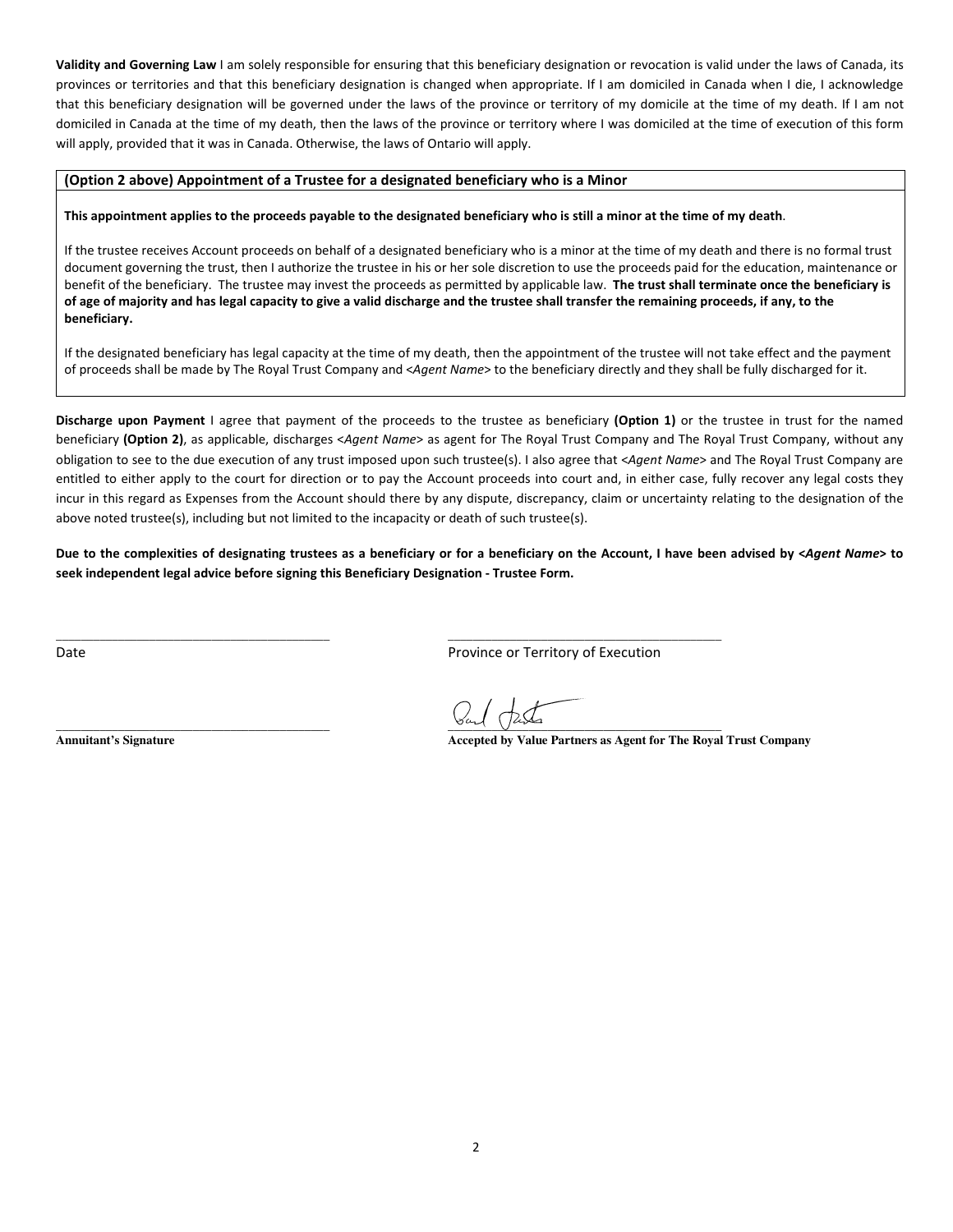**Validity and Governing Law** I am solely responsible for ensuring that this beneficiary designation or revocation is valid under the laws of Canada, its provinces or territories and that this beneficiary designation is changed when appropriate. If I am domiciled in Canada when I die, I acknowledge that this beneficiary designation will be governed under the laws of the province or territory of my domicile at the time of my death. If I am not domiciled in Canada at the time of my death, then the laws of the province or territory where I was domiciled at the time of execution of this form will apply, provided that it was in Canada. Otherwise, the laws of Ontario will apply.

### (Option 2 above) Appointment of a Trustee for a designated beneficiary who is a Minor

**This appointment applies to the proceeds payable to the designated beneficiary who is still a minor at the time of my death**.

If the trustee receives Account proceeds on behalf of a designated beneficiary who is a minor at the time of my death and there is no formal trust document governing the trust, then I authorize the trustee in his or her sole discretion to use the proceeds paid for the education, maintenance or benefit of the beneficiary. The trustee may invest the proceeds as permitted by applicable law. **The trust shall terminate once the beneficiary is of age of majority and has legal capacity to give a valid discharge and the trustee shall transfer the remaining proceeds, if any, to the beneficiary.**

If the designated beneficiary has legal capacity at the time of my death, then the appointment of the trustee will not take effect and the payment of proceeds shall be made by The Royal Trust Company and <*Agent Name*> to the beneficiary directly and they shall be fully discharged for it.

**Discharge upon Payment** I agree that payment of the proceeds to the trustee as beneficiary **(Option 1)** or the trustee in trust for the named beneficiary **(Option 2)**, as applicable, discharges <*Agent Name*> as agent for The Royal Trust Company and The Royal Trust Company, without any obligation to see to the due execution of any trust imposed upon such trustee(s). I also agree that <*Agent Name*> and The Royal Trust Company are entitled to either apply to the court for direction or to pay the Account proceeds into court and, in either case, fully recover any legal costs they incur in this regard as Expenses from the Account should there by any dispute, discrepancy, claim or uncertainty relating to the designation of the above noted trustee(s), including but not limited to the incapacity or death of such trustee(s).

**Due to the complexities of designating trustees as a beneficiary or for a beneficiary on the Account, I have been advised by <*Agent Name*> to seek independent legal advice before signing this Beneficiary Designation - Trustee Form.**

\_\_\_\_\_\_\_\_\_\_\_\_\_\_\_\_\_\_\_\_\_\_\_\_\_\_\_\_\_\_\_\_\_\_\_\_\_\_ \_\_\_\_\_\_\_\_\_\_\_\_\_\_\_\_\_\_\_\_\_\_\_\_\_\_\_\_\_\_\_\_\_\_\_\_\_\_

Date Province or Territory of Execution

\_\_\_\_\_\_\_\_\_\_\_\_\_\_\_\_\_\_\_\_\_\_\_\_\_\_\_\_\_\_\_\_\_\_\_\_\_\_ \_\_\_\_\_\_\_\_\_\_\_\_\_\_\_\_\_\_\_\_\_\_\_\_\_\_\_\_\_\_\_\_\_\_\_\_\_\_

**Annuitant's Signature** **Accepted by Value Partners as Agent for The Royal Trust Company**